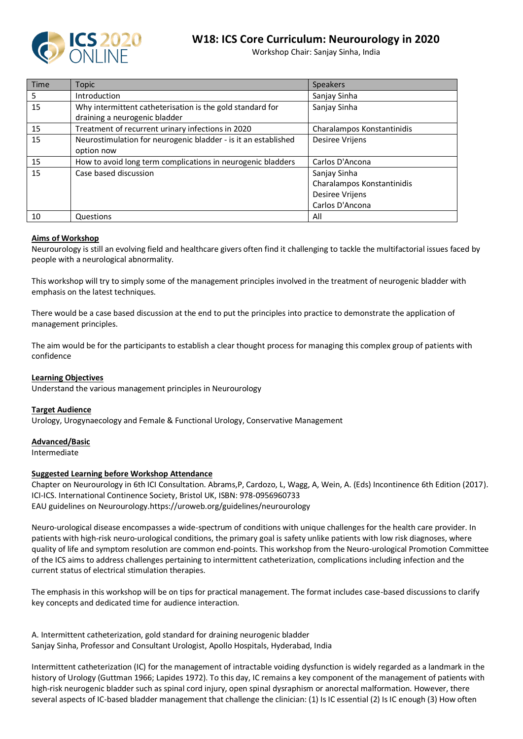# W18: ICS Core Curriculum: Neurourology in 2020

Workshop Chair: Sanjay Sinha, India

| Time | Topic | Speakers |
|---|---|---|
| 5 | Introduction | Sanjay Sinha |
| 15 | Why intermittent catheterisation is the gold standard for draining a neurogenic bladder | Sanjay Sinha |
| 15 | Treatment of recurrent urinary infections in 2020 | Charalampos Konstantinidis |
| 15 | Neurostimulation for neurogenic bladder - is it an established option now | Desiree Vrijens |
| 15 | How to avoid long term complications in neurogenic bladders | Carlos D'Ancona |
| 15 | Case based discussion | Sanjay Sinha<br>Charalampos Konstantinidis<br>Desiree Vrijens<br>Carlos D'Ancona |
| 10 | Questions | All |

**Aims of Workshop**

Neurourology is still an evolving field and healthcare givers often find it challenging to tackle the multifactorial issues faced by people with a neurological abnormality.

This workshop will try to simply some of the management principles involved in the treatment of neurogenic bladder with emphasis on the latest techniques.

There would be a case based discussion at the end to put the principles into practice to demonstrate the application of management principles.

The aim would be for the participants to establish a clear thought process for managing this complex group of patients with confidence

**Learning Objectives**

Understand the various management principles in Neurourology

**Target Audience**

Urology, Urogynaecology and Female & Functional Urology, Conservative Management

**Advanced/Basic**

Intermediate

**Suggested Learning before Workshop Attendance**

Chapter on Neurourology in 6th ICI Consultation. Abrams,P, Cardozo, L, Wagg, A, Wein, A. (Eds) Incontinence 6th Edition (2017). ICI-ICS. International Continence Society, Bristol UK, ISBN: 978-0956960733

EAU guidelines on Neurourology.https://uroweb.org/guidelines/neurourology

Neuro-urological disease encompasses a wide-spectrum of conditions with unique challenges for the health care provider. In patients with high-risk neuro-urological conditions, the primary goal is safety unlike patients with low risk diagnoses, where quality of life and symptom resolution are common end-points. This workshop from the Neuro-urological Promotion Committee of the ICS aims to address challenges pertaining to intermittent catheterization, complications including infection and the current status of electrical stimulation therapies.

The emphasis in this workshop will be on tips for practical management. The format includes case-based discussions to clarify key concepts and dedicated time for audience interaction.

A. Intermittent catheterization, gold standard for draining neurogenic bladder

Sanjay Sinha, Professor and Consultant Urologist, Apollo Hospitals, Hyderabad, India

Intermittent catheterization (IC) for the management of intractable voiding dysfunction is widely regarded as a landmark in the history of Urology (Guttman 1966; Lapides 1972). To this day, IC remains a key component of the management of patients with high-risk neurogenic bladder such as spinal cord injury, open spinal dysraphism or anorectal malformation. However, there several aspects of IC-based bladder management that challenge the clinician: (1) Is IC essential (2) Is IC enough (3) How often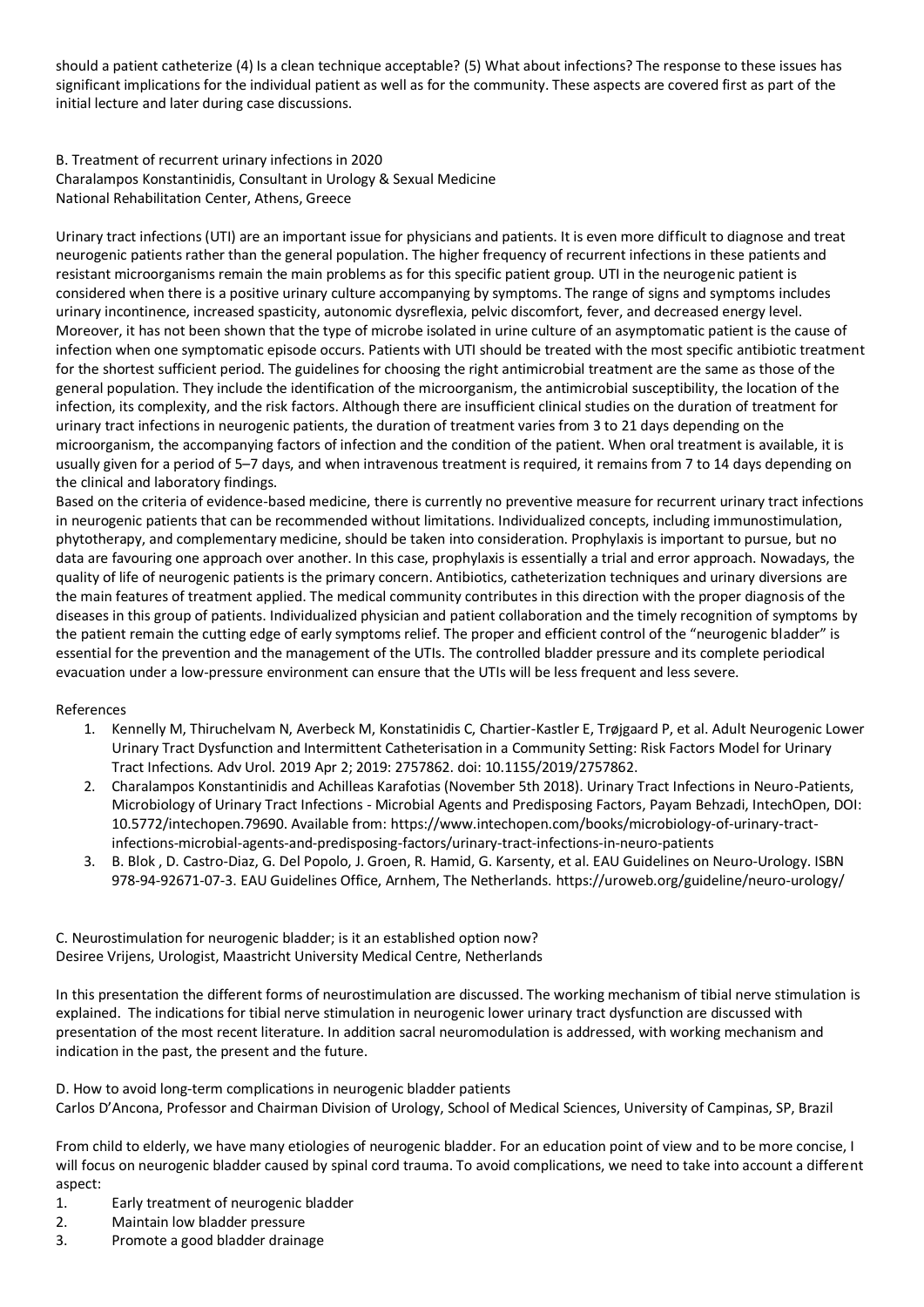should a patient catheterize (4) Is a clean technique acceptable? (5) What about infections? The response to these issues has significant implications for the individual patient as well as for the community. These aspects are covered first as part of the initial lecture and later during case discussions.

B. Treatment of recurrent urinary infections in 2020
Charalampos Konstantinidis, Consultant in Urology & Sexual Medicine
National Rehabilitation Center, Athens, Greece

Urinary tract infections (UTI) are an important issue for physicians and patients. It is even more difficult to diagnose and treat neurogenic patients rather than the general population. The higher frequency of recurrent infections in these patients and resistant microorganisms remain the main problems as for this specific patient group. UTI in the neurogenic patient is considered when there is a positive urinary culture accompanying by symptoms. The range of signs and symptoms includes urinary incontinence, increased spasticity, autonomic dysreflexia, pelvic discomfort, fever, and decreased energy level. Moreover, it has not been shown that the type of microbe isolated in urine culture of an asymptomatic patient is the cause of infection when one symptomatic episode occurs. Patients with UTI should be treated with the most specific antibiotic treatment for the shortest sufficient period. The guidelines for choosing the right antimicrobial treatment are the same as those of the general population. They include the identification of the microorganism, the antimicrobial susceptibility, the location of the infection, its complexity, and the risk factors. Although there are insufficient clinical studies on the duration of treatment for urinary tract infections in neurogenic patients, the duration of treatment varies from 3 to 21 days depending on the microorganism, the accompanying factors of infection and the condition of the patient. When oral treatment is available, it is usually given for a period of 5–7 days, and when intravenous treatment is required, it remains from 7 to 14 days depending on the clinical and laboratory findings.
Based on the criteria of evidence-based medicine, there is currently no preventive measure for recurrent urinary tract infections in neurogenic patients that can be recommended without limitations. Individualized concepts, including immunostimulation, phytotherapy, and complementary medicine, should be taken into consideration. Prophylaxis is important to pursue, but no data are favouring one approach over another. In this case, prophylaxis is essentially a trial and error approach. Nowadays, the quality of life of neurogenic patients is the primary concern. Antibiotics, catheterization techniques and urinary diversions are the main features of treatment applied. The medical community contributes in this direction with the proper diagnosis of the diseases in this group of patients. Individualized physician and patient collaboration and the timely recognition of symptoms by the patient remain the cutting edge of early symptoms relief. The proper and efficient control of the "neurogenic bladder" is essential for the prevention and the management of the UTIs. The controlled bladder pressure and its complete periodical evacuation under a low-pressure environment can ensure that the UTIs will be less frequent and less severe.

References

1. Kennelly M, Thiruchelvam N, Averbeck M, Konstatinidis C, Chartier-Kastler E, Trøjgaard P, et al. Adult Neurogenic Lower Urinary Tract Dysfunction and Intermittent Catheterisation in a Community Setting: Risk Factors Model for Urinary Tract Infections. Adv Urol. 2019 Apr 2; 2019: 2757862. doi: 10.1155/2019/2757862.
2. Charalampos Konstantinidis and Achilleas Karafotias (November 5th 2018). Urinary Tract Infections in Neuro-Patients, Microbiology of Urinary Tract Infections - Microbial Agents and Predisposing Factors, Payam Behzadi, IntechOpen, DOI: 10.5772/intechopen.79690. Available from: https://www.intechopen.com/books/microbiology-of-urinary-tract-infections-microbial-agents-and-predisposing-factors/urinary-tract-infections-in-neuro-patients
3. B. Blok , D. Castro-Diaz, G. Del Popolo, J. Groen, R. Hamid, G. Karsenty, et al. EAU Guidelines on Neuro-Urology. ISBN 978-94-92671-07-3. EAU Guidelines Office, Arnhem, The Netherlands. https://uroweb.org/guideline/neuro-urology/

C. Neurostimulation for neurogenic bladder; is it an established option now?
Desiree Vrijens, Urologist, Maastricht University Medical Centre, Netherlands

In this presentation the different forms of neurostimulation are discussed. The working mechanism of tibial nerve stimulation is explained. The indications for tibial nerve stimulation in neurogenic lower urinary tract dysfunction are discussed with presentation of the most recent literature. In addition sacral neuromodulation is addressed, with working mechanism and indication in the past, the present and the future.

D. How to avoid long-term complications in neurogenic bladder patients
Carlos D'Ancona, Professor and Chairman Division of Urology, School of Medical Sciences, University of Campinas, SP, Brazil

From child to elderly, we have many etiologies of neurogenic bladder. For an education point of view and to be more concise, I will focus on neurogenic bladder caused by spinal cord trauma. To avoid complications, we need to take into account a different aspect:

1. Early treatment of neurogenic bladder
2. Maintain low bladder pressure
3. Promote a good bladder drainage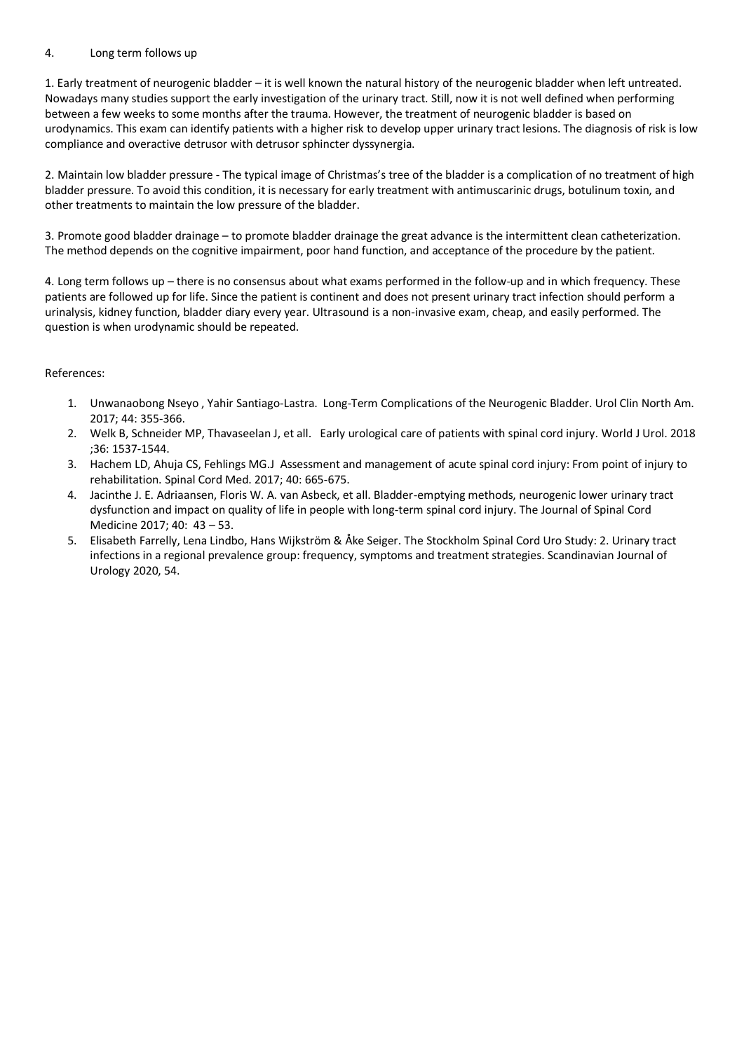4. Long term follows up

1. Early treatment of neurogenic bladder – it is well known the natural history of the neurogenic bladder when left untreated. Nowadays many studies support the early investigation of the urinary tract. Still, now it is not well defined when performing between a few weeks to some months after the trauma. However, the treatment of neurogenic bladder is based on urodynamics. This exam can identify patients with a higher risk to develop upper urinary tract lesions. The diagnosis of risk is low compliance and overactive detrusor with detrusor sphincter dyssynergia.

2. Maintain low bladder pressure - The typical image of Christmas's tree of the bladder is a complication of no treatment of high bladder pressure. To avoid this condition, it is necessary for early treatment with antimuscarinic drugs, botulinum toxin, and other treatments to maintain the low pressure of the bladder.

3. Promote good bladder drainage – to promote bladder drainage the great advance is the intermittent clean catheterization. The method depends on the cognitive impairment, poor hand function, and acceptance of the procedure by the patient.

4. Long term follows up – there is no consensus about what exams performed in the follow-up and in which frequency. These patients are followed up for life. Since the patient is continent and does not present urinary tract infection should perform a urinalysis, kidney function, bladder diary every year. Ultrasound is a non-invasive exam, cheap, and easily performed. The question is when urodynamic should be repeated.

References:

1. Unwanaobong Nseyo , Yahir Santiago-Lastra. Long-Term Complications of the Neurogenic Bladder. Urol Clin North Am. 2017; 44: 355-366.
2. Welk B, Schneider MP, Thavaseelan J, et all. Early urological care of patients with spinal cord injury. World J Urol. 2018 ;36: 1537-1544.
3. Hachem LD, Ahuja CS, Fehlings MG.J Assessment and management of acute spinal cord injury: From point of injury to rehabilitation. Spinal Cord Med. 2017; 40: 665-675.
4. Jacinthe J. E. Adriaansen, Floris W. A. van Asbeck, et all. Bladder-emptying methods, neurogenic lower urinary tract dysfunction and impact on quality of life in people with long-term spinal cord injury. The Journal of Spinal Cord Medicine 2017; 40: 43 – 53.
5. Elisabeth Farrelly, Lena Lindbo, Hans Wijkström & Åke Seiger. The Stockholm Spinal Cord Uro Study: 2. Urinary tract infections in a regional prevalence group: frequency, symptoms and treatment strategies. Scandinavian Journal of Urology 2020, 54.